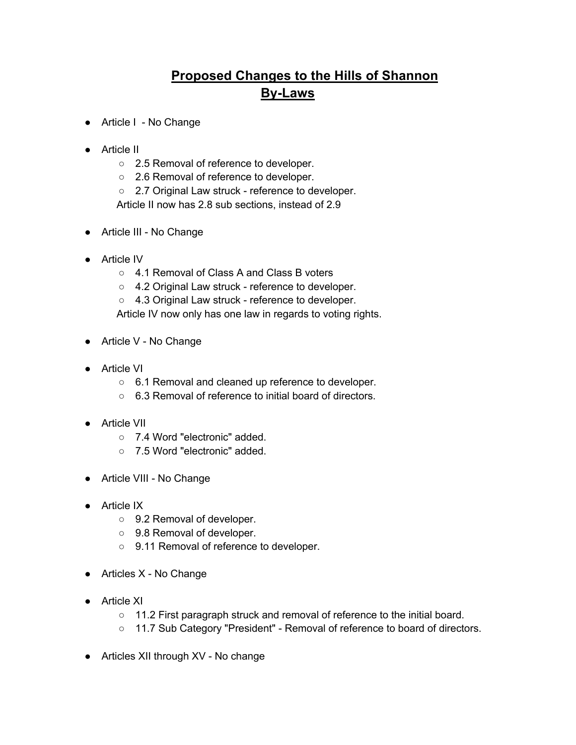# Proposed Changes to the Hills of Shannon By-Laws

- Article I - No Change
- Article II
  - 2.5 Removal of reference to developer.
  - 2.6 Removal of reference to developer.
  - 2.7 Original Law struck - reference to developer.

  Article II now has 2.8 sub sections, instead of 2.9
- Article III - No Change
- Article IV
  - 4.1 Removal of Class A and Class B voters
  - 4.2 Original Law struck - reference to developer.
  - 4.3 Original Law struck - reference to developer.

  Article IV now only has one law in regards to voting rights.
- Article V - No Change
- Article VI
  - 6.1 Removal and cleaned up reference to developer.
  - 6.3 Removal of reference to initial board of directors.
- Article VII
  - 7.4 Word "electronic" added.
  - 7.5 Word "electronic" added.
- Article VIII - No Change
- Article IX
  - 9.2 Removal of developer.
  - 9.8 Removal of developer.
  - 9.11 Removal of reference to developer.
- Articles X - No Change
- Article XI
  - 11.2 First paragraph struck and removal of reference to the initial board.
  - 11.7 Sub Category "President" - Removal of reference to board of directors.
- Articles XII through XV - No change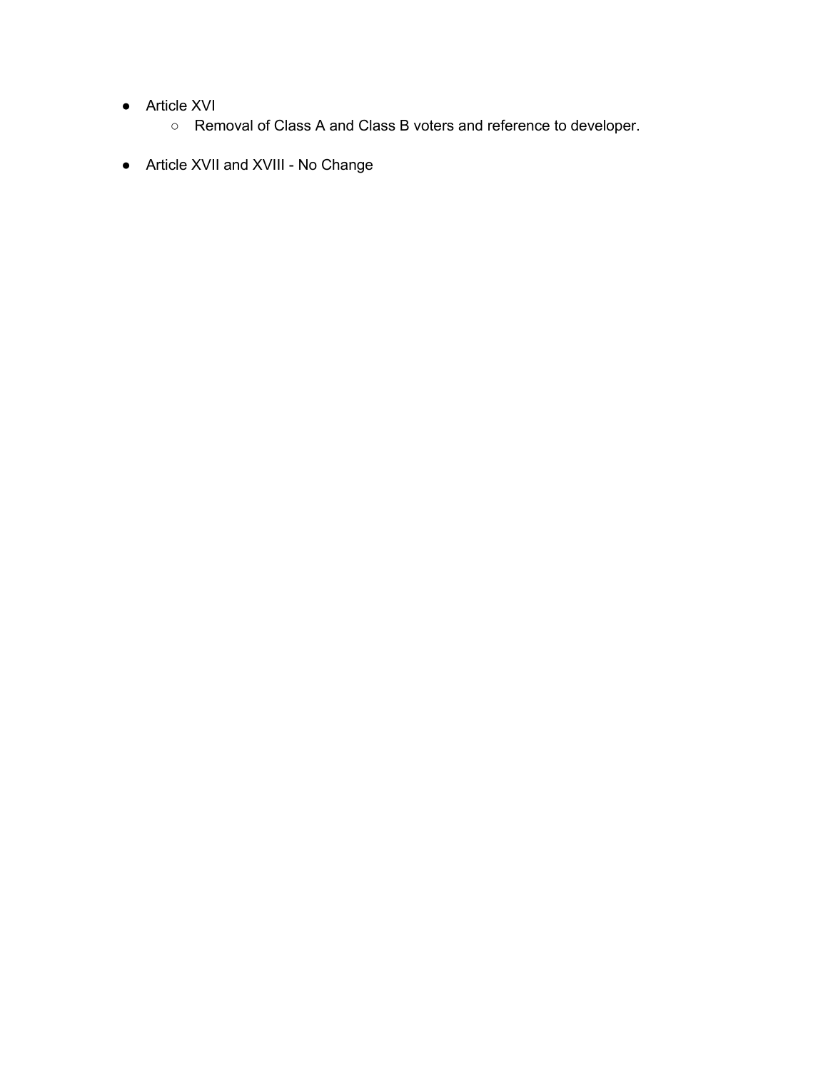- Article XVI
    - Removal of Class A and Class B voters and reference to developer.

- Article XVII and XVIII - No Change